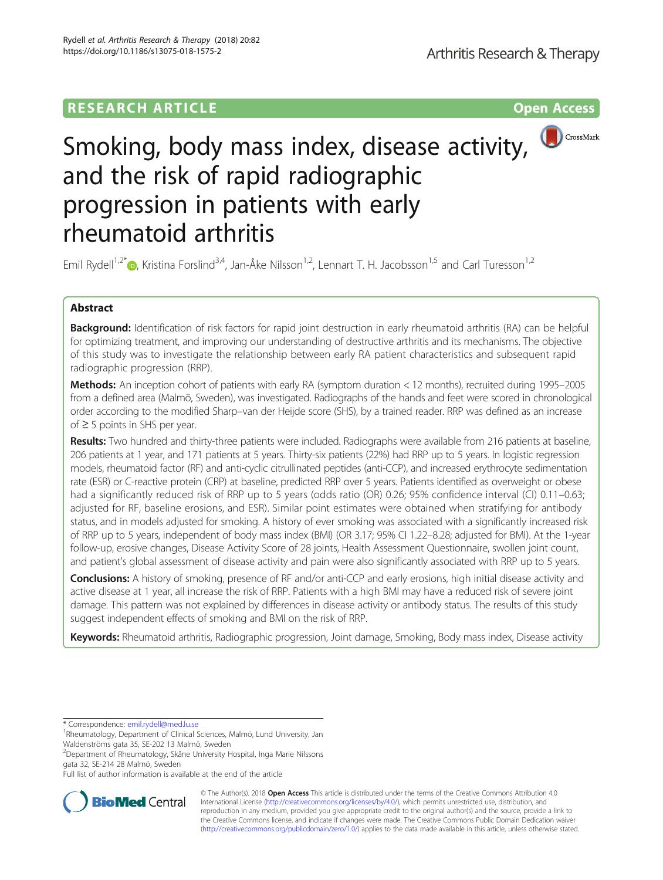RESEARCH ARTICLE

Open Access

# Smoking, body mass index, disease activity, and the risk of rapid radiographic progression in patients with early rheumatoid arthritis

Emil Rydell[1,2*], Kristina Forslind[3,4], Jan-Åke Nilsson[1,2], Lennart T. H. Jacobsson[1,5] and Carl Turesson[1,2]

## Abstract

**Background:** Identification of risk factors for rapid joint destruction in early rheumatoid arthritis (RA) can be helpful for optimizing treatment, and improving our understanding of destructive arthritis and its mechanisms. The objective of this study was to investigate the relationship between early RA patient characteristics and subsequent rapid radiographic progression (RRP).

**Methods:** An inception cohort of patients with early RA (symptom duration < 12 months), recruited during 1995–2005 from a defined area (Malmö, Sweden), was investigated. Radiographs of the hands and feet were scored in chronological order according to the modified Sharp–van der Heijde score (SHS), by a trained reader. RRP was defined as an increase of ≥ 5 points in SHS per year.

**Results:** Two hundred and thirty-three patients were included. Radiographs were available from 216 patients at baseline, 206 patients at 1 year, and 171 patients at 5 years. Thirty-six patients (22%) had RRP up to 5 years. In logistic regression models, rheumatoid factor (RF) and anti-cyclic citrullinated peptides (anti-CCP), and increased erythrocyte sedimentation rate (ESR) or C-reactive protein (CRP) at baseline, predicted RRP over 5 years. Patients identified as overweight or obese had a significantly reduced risk of RRP up to 5 years (odds ratio (OR) 0.26; 95% confidence interval (CI) 0.11–0.63; adjusted for RF, baseline erosions, and ESR). Similar point estimates were obtained when stratifying for antibody status, and in models adjusted for smoking. A history of ever smoking was associated with a significantly increased risk of RRP up to 5 years, independent of body mass index (BMI) (OR 3.17; 95% CI 1.22–8.28; adjusted for BMI). At the 1-year follow-up, erosive changes, Disease Activity Score of 28 joints, Health Assessment Questionnaire, swollen joint count, and patient's global assessment of disease activity and pain were also significantly associated with RRP up to 5 years.

**Conclusions:** A history of smoking, presence of RF and/or anti-CCP and early erosions, high initial disease activity and active disease at 1 year, all increase the risk of RRP. Patients with a high BMI may have a reduced risk of severe joint damage. This pattern was not explained by differences in disease activity or antibody status. The results of this study suggest independent effects of smoking and BMI on the risk of RRP.

**Keywords:** Rheumatoid arthritis, Radiographic progression, Joint damage, Smoking, Body mass index, Disease activity

\* Correspondence: emil.rydell@med.lu.se

[1]Rheumatology, Department of Clinical Sciences, Malmö, Lund University, Jan Waldenströms gata 35, SE-202 13 Malmö, Sweden

[2]Department of Rheumatology, Skåne University Hospital, Inga Marie Nilssons gata 32, SE-214 28 Malmö, Sweden

Full list of author information is available at the end of the article

© The Author(s). 2018 **Open Access** This article is distributed under the terms of the Creative Commons Attribution 4.0 International License (http://creativecommons.org/licenses/by/4.0/), which permits unrestricted use, distribution, and reproduction in any medium, provided you give appropriate credit to the original author(s) and the source, provide a link to the Creative Commons license, and indicate if changes were made. The Creative Commons Public Domain Dedication waiver (http://creativecommons.org/publicdomain/zero/1.0/) applies to the data made available in this article, unless otherwise stated.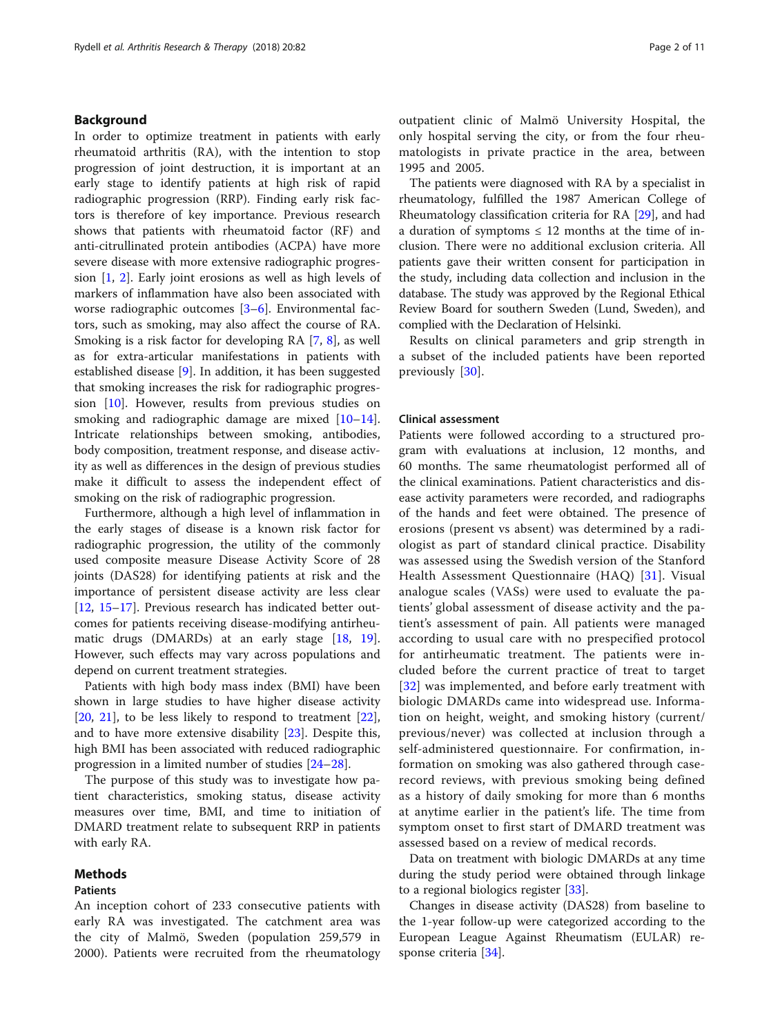## Background

In order to optimize treatment in patients with early rheumatoid arthritis (RA), with the intention to stop progression of joint destruction, it is important at an early stage to identify patients at high risk of rapid radiographic progression (RRP). Finding early risk factors is therefore of key importance. Previous research shows that patients with rheumatoid factor (RF) and anti-citrullinated protein antibodies (ACPA) have more severe disease with more extensive radiographic progression [1, 2]. Early joint erosions as well as high levels of markers of inflammation have also been associated with worse radiographic outcomes [3–6]. Environmental factors, such as smoking, may also affect the course of RA. Smoking is a risk factor for developing RA [7, 8], as well as for extra-articular manifestations in patients with established disease [9]. In addition, it has been suggested that smoking increases the risk for radiographic progression [10]. However, results from previous studies on smoking and radiographic damage are mixed [10–14]. Intricate relationships between smoking, antibodies, body composition, treatment response, and disease activity as well as differences in the design of previous studies make it difficult to assess the independent effect of smoking on the risk of radiographic progression.

Furthermore, although a high level of inflammation in the early stages of disease is a known risk factor for radiographic progression, the utility of the commonly used composite measure Disease Activity Score of 28 joints (DAS28) for identifying patients at risk and the importance of persistent disease activity are less clear [12, 15–17]. Previous research has indicated better outcomes for patients receiving disease-modifying antirheumatic drugs (DMARDs) at an early stage [18, 19]. However, such effects may vary across populations and depend on current treatment strategies.

Patients with high body mass index (BMI) have been shown in large studies to have higher disease activity [20, 21], to be less likely to respond to treatment [22], and to have more extensive disability [23]. Despite this, high BMI has been associated with reduced radiographic progression in a limited number of studies [24–28].

The purpose of this study was to investigate how patient characteristics, smoking status, disease activity measures over time, BMI, and time to initiation of DMARD treatment relate to subsequent RRP in patients with early RA.

## Methods

### Patients

An inception cohort of 233 consecutive patients with early RA was investigated. The catchment area was the city of Malmö, Sweden (population 259,579 in 2000). Patients were recruited from the rheumatology outpatient clinic of Malmö University Hospital, the only hospital serving the city, or from the four rheumatologists in private practice in the area, between 1995 and 2005.

The patients were diagnosed with RA by a specialist in rheumatology, fulfilled the 1987 American College of Rheumatology classification criteria for RA [29], and had a duration of symptoms ≤ 12 months at the time of inclusion. There were no additional exclusion criteria. All patients gave their written consent for participation in the study, including data collection and inclusion in the database. The study was approved by the Regional Ethical Review Board for southern Sweden (Lund, Sweden), and complied with the Declaration of Helsinki.

Results on clinical parameters and grip strength in a subset of the included patients have been reported previously [30].

### Clinical assessment

Patients were followed according to a structured program with evaluations at inclusion, 12 months, and 60 months. The same rheumatologist performed all of the clinical examinations. Patient characteristics and disease activity parameters were recorded, and radiographs of the hands and feet were obtained. The presence of erosions (present vs absent) was determined by a radiologist as part of standard clinical practice. Disability was assessed using the Swedish version of the Stanford Health Assessment Questionnaire (HAQ) [31]. Visual analogue scales (VASs) were used to evaluate the patients' global assessment of disease activity and the patient's assessment of pain. All patients were managed according to usual care with no prespecified protocol for antirheumatic treatment. The patients were included before the current practice of treat to target [32] was implemented, and before early treatment with biologic DMARDs came into widespread use. Information on height, weight, and smoking history (current/previous/never) was collected at inclusion through a self-administered questionnaire. For confirmation, information on smoking was also gathered through case-record reviews, with previous smoking being defined as a history of daily smoking for more than 6 months at anytime earlier in the patient's life. The time from symptom onset to first start of DMARD treatment was assessed based on a review of medical records.

Data on treatment with biologic DMARDs at any time during the study period were obtained through linkage to a regional biologics register [33].

Changes in disease activity (DAS28) from baseline to the 1-year follow-up were categorized according to the European League Against Rheumatism (EULAR) response criteria [34].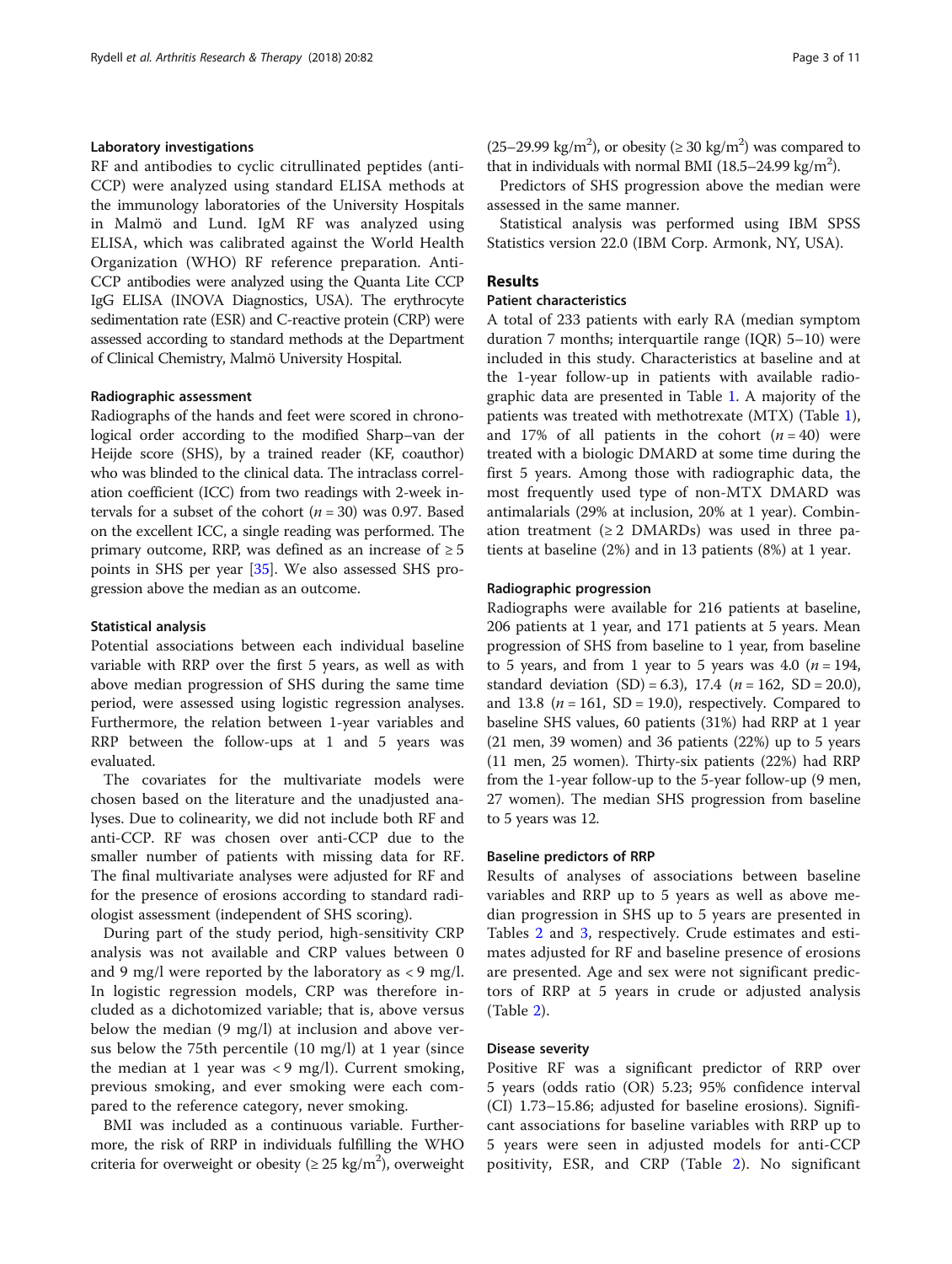### Laboratory investigations

RF and antibodies to cyclic citrullinated peptides (anti-CCP) were analyzed using standard ELISA methods at the immunology laboratories of the University Hospitals in Malmö and Lund. IgM RF was analyzed using ELISA, which was calibrated against the World Health Organization (WHO) RF reference preparation. Anti-CCP antibodies were analyzed using the Quanta Lite CCP IgG ELISA (INOVA Diagnostics, USA). The erythrocyte sedimentation rate (ESR) and C-reactive protein (CRP) were assessed according to standard methods at the Department of Clinical Chemistry, Malmö University Hospital.

### Radiographic assessment

Radiographs of the hands and feet were scored in chronological order according to the modified Sharp–van der Heijde score (SHS), by a trained reader (KF, coauthor) who was blinded to the clinical data. The intraclass correlation coefficient (ICC) from two readings with 2-week intervals for a subset of the cohort ($n = 30$) was 0.97. Based on the excellent ICC, a single reading was performed. The primary outcome, RRP, was defined as an increase of ≥ 5 points in SHS per year [35]. We also assessed SHS progression above the median as an outcome.

### Statistical analysis

Potential associations between each individual baseline variable with RRP over the first 5 years, as well as with above median progression of SHS during the same time period, were assessed using logistic regression analyses. Furthermore, the relation between 1-year variables and RRP between the follow-ups at 1 and 5 years was evaluated.

The covariates for the multivariate models were chosen based on the literature and the unadjusted analyses. Due to colinearity, we did not include both RF and anti-CCP. RF was chosen over anti-CCP due to the smaller number of patients with missing data for RF. The final multivariate analyses were adjusted for RF and for the presence of erosions according to standard radiologist assessment (independent of SHS scoring).

During part of the study period, high-sensitivity CRP analysis was not available and CRP values between 0 and 9 mg/l were reported by the laboratory as < 9 mg/l. In logistic regression models, CRP was therefore included as a dichotomized variable; that is, above versus below the median (9 mg/l) at inclusion and above versus below the 75th percentile (10 mg/l) at 1 year (since the median at 1 year was < 9 mg/l). Current smoking, previous smoking, and ever smoking were each compared to the reference category, never smoking.

BMI was included as a continuous variable. Furthermore, the risk of RRP in individuals fulfilling the WHO criteria for overweight or obesity (≥ 25 kg/m$^2$), overweight (25–29.99 kg/m$^2$), or obesity (≥ 30 kg/m$^2$) was compared to that in individuals with normal BMI (18.5–24.99 kg/m$^2$).

Predictors of SHS progression above the median were assessed in the same manner.

Statistical analysis was performed using IBM SPSS Statistics version 22.0 (IBM Corp. Armonk, NY, USA).

## Results

### Patient characteristics

A total of 233 patients with early RA (median symptom duration 7 months; interquartile range (IQR) 5–10) were included in this study. Characteristics at baseline and at the 1-year follow-up in patients with available radiographic data are presented in Table 1. A majority of the patients was treated with methotrexate (MTX) (Table 1), and 17% of all patients in the cohort ($n = 40$) were treated with a biologic DMARD at some time during the first 5 years. Among those with radiographic data, the most frequently used type of non-MTX DMARD was antimalarials (29% at inclusion, 20% at 1 year). Combination treatment (≥ 2 DMARDs) was used in three patients at baseline (2%) and in 13 patients (8%) at 1 year.

### Radiographic progression

Radiographs were available for 216 patients at baseline, 206 patients at 1 year, and 171 patients at 5 years. Mean progression of SHS from baseline to 1 year, from baseline to 5 years, and from 1 year to 5 years was 4.0 ($n = 194$, standard deviation (SD) = 6.3), 17.4 ($n = 162$, SD = 20.0), and 13.8 ($n = 161$, SD = 19.0), respectively. Compared to baseline SHS values, 60 patients (31%) had RRP at 1 year (21 men, 39 women) and 36 patients (22%) up to 5 years (11 men, 25 women). Thirty-six patients (22%) had RRP from the 1-year follow-up to the 5-year follow-up (9 men, 27 women). The median SHS progression from baseline to 5 years was 12.

### Baseline predictors of RRP

Results of analyses of associations between baseline variables and RRP up to 5 years as well as above median progression in SHS up to 5 years are presented in Tables 2 and 3, respectively. Crude estimates and estimates adjusted for RF and baseline presence of erosions are presented. Age and sex were not significant predictors of RRP at 5 years in crude or adjusted analysis (Table 2).

### Disease severity

Positive RF was a significant predictor of RRP over 5 years (odds ratio (OR) 5.23; 95% confidence interval (CI) 1.73–15.86; adjusted for baseline erosions). Significant associations for baseline variables with RRP up to 5 years were seen in adjusted models for anti-CCP positivity, ESR, and CRP (Table 2). No significant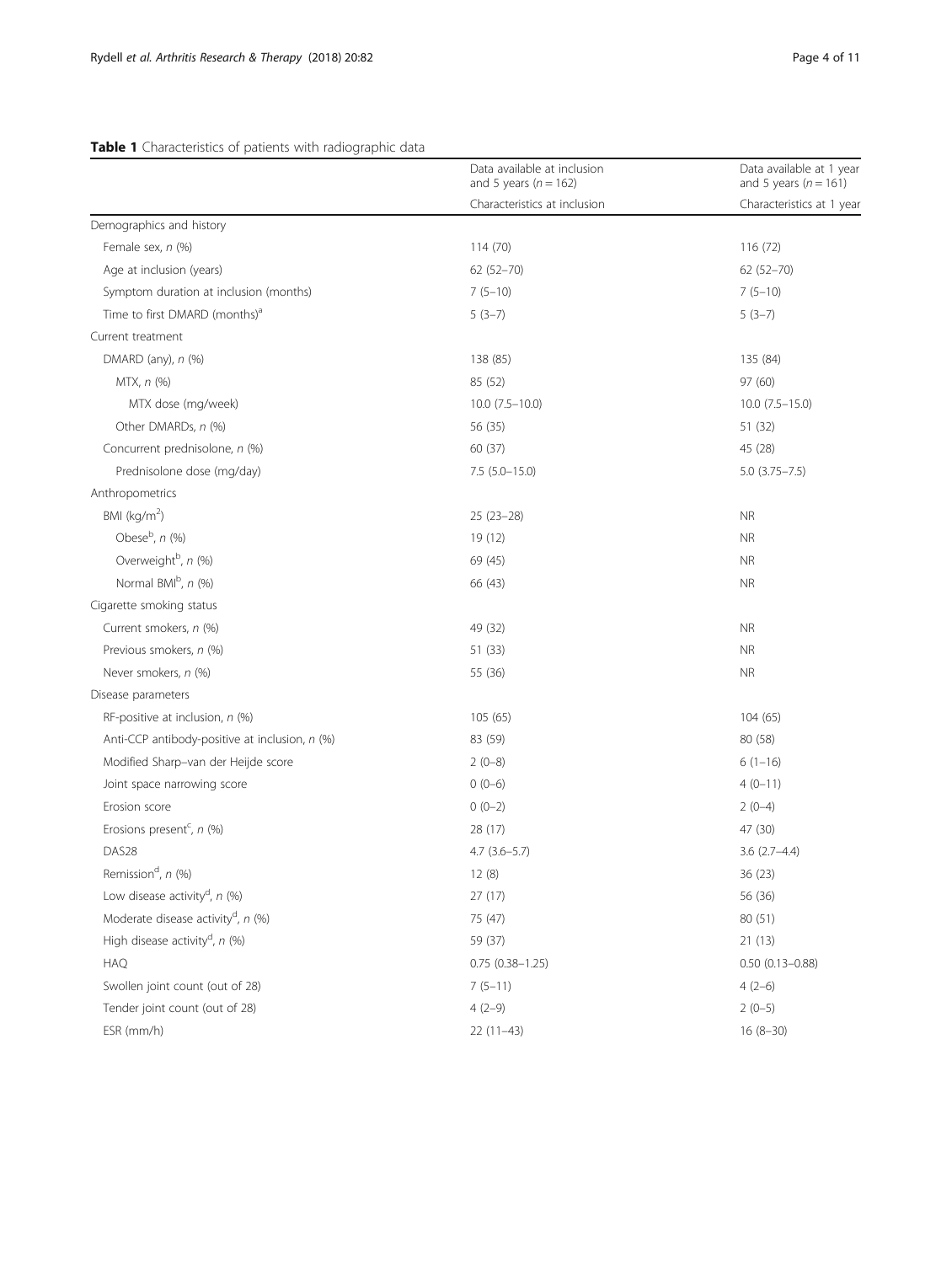**Table 1** Characteristics of patients with radiographic data

| | Data available at inclusion and 5 years ($n = 162$) | Data available at 1 year and 5 years ($n = 161$) |
|---|---|---|
| | Characteristics at inclusion | Characteristics at 1 year |
| Demographics and history | | |
| Female sex, *n* (%) | 114 (70) | 116 (72) |
| Age at inclusion (years) | 62 (52–70) | 62 (52–70) |
| Symptom duration at inclusion (months) | 7 (5–10) | 7 (5–10) |
| Time to first DMARD (months)[a] | 5 (3–7) | 5 (3–7) |
| Current treatment | | |
| DMARD (any), *n* (%) | 138 (85) | 135 (84) |
| MTX, *n* (%) | 85 (52) | 97 (60) |
| MTX dose (mg/week) | 10.0 (7.5–10.0) | 10.0 (7.5–15.0) |
| Other DMARDs, *n* (%) | 56 (35) | 51 (32) |
| Concurrent prednisolone, *n* (%) | 60 (37) | 45 (28) |
| Prednisolone dose (mg/day) | 7.5 (5.0–15.0) | 5.0 (3.75–7.5) |
| Anthropometrics | | |
| BMI (kg/m$^2$) | 25 (23–28) | NR |
| Obese[b], *n* (%) | 19 (12) | NR |
| Overweight[b], *n* (%) | 69 (45) | NR |
| Normal BMI[b], *n* (%) | 66 (43) | NR |
| Cigarette smoking status | | |
| Current smokers, *n* (%) | 49 (32) | NR |
| Previous smokers, *n* (%) | 51 (33) | NR |
| Never smokers, *n* (%) | 55 (36) | NR |
| Disease parameters | | |
| RF-positive at inclusion, *n* (%) | 105 (65) | 104 (65) |
| Anti-CCP antibody-positive at inclusion, *n* (%) | 83 (59) | 80 (58) |
| Modified Sharp–van der Heijde score | 2 (0–8) | 6 (1–16) |
| Joint space narrowing score | 0 (0–6) | 4 (0–11) |
| Erosion score | 0 (0–2) | 2 (0–4) |
| Erosions present[c], *n* (%) | 28 (17) | 47 (30) |
| DAS28 | 4.7 (3.6–5.7) | 3.6 (2.7–4.4) |
| Remission[d], *n* (%) | 12 (8) | 36 (23) |
| Low disease activity[d], *n* (%) | 27 (17) | 56 (36) |
| Moderate disease activity[d], *n* (%) | 75 (47) | 80 (51) |
| High disease activity[d], *n* (%) | 59 (37) | 21 (13) |
| HAQ | 0.75 (0.38–1.25) | 0.50 (0.13–0.88) |
| Swollen joint count (out of 28) | 7 (5–11) | 4 (2–6) |
| Tender joint count (out of 28) | 4 (2–9) | 2 (0–5) |
| ESR (mm/h) | 22 (11–43) | 16 (8–30) |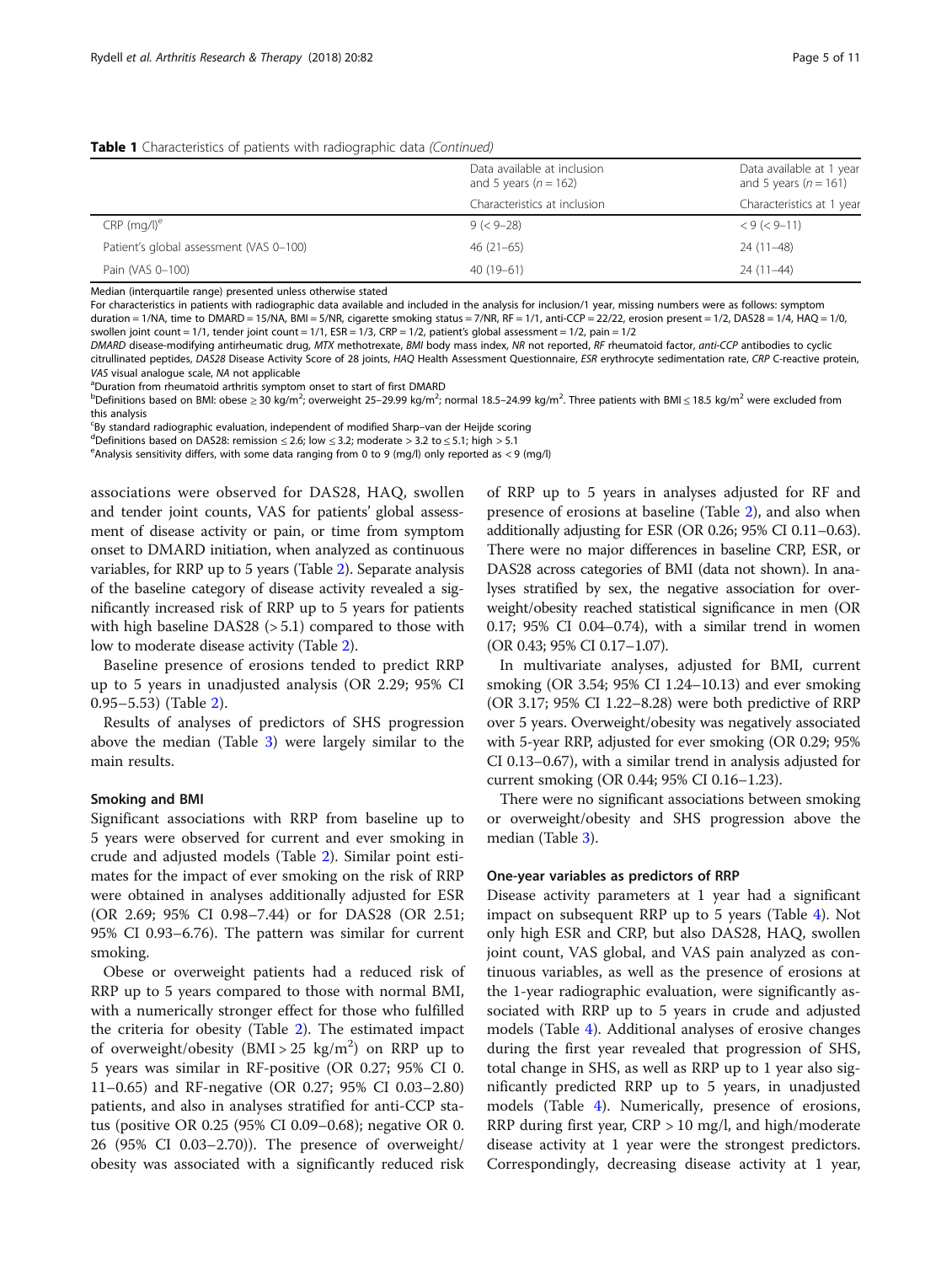**Table 1** Characteristics of patients with radiographic data *(Continued)*

| | Data available at inclusion and 5 years ($n = 162$) | Data available at 1 year and 5 years ($n = 161$) |
|---|---|---|
| | Characteristics at inclusion | Characteristics at 1 year |
| CRP (mg/l)[e] | 9 (< 9–28) | < 9 (< 9–11) |
| Patient's global assessment (VAS 0–100) | 46 (21–65) | 24 (11–48) |
| Pain (VAS 0–100) | 40 (19–61) | 24 (11–44) |

Median (interquartile range) presented unless otherwise stated

For characteristics in patients with radiographic data available and included in the analysis for inclusion/1 year, missing numbers were as follows: symptom duration = 1/NA, time to DMARD = 15/NA, BMI = 5/NR, cigarette smoking status = 7/NR, RF = 1/1, anti-CCP = 22/22, erosion present = 1/2, DAS28 = 1/4, HAQ = 1/0, swollen joint count = 1/1, tender joint count = 1/1, ESR = 1/3, CRP = 1/2, patient's global assessment = 1/2, pain = 1/2

*DMARD* disease-modifying antirheumatic drug, *MTX* methotrexate, *BMI* body mass index, *NR* not reported, *RF* rheumatoid factor, *anti-CCP* antibodies to cyclic citrullinated peptides, *DAS28* Disease Activity Score of 28 joints, *HAQ* Health Assessment Questionnaire, *ESR* erythrocyte sedimentation rate, *CRP* C-reactive protein, *VAS* visual analogue scale, *NA* not applicable

[a]Duration from rheumatoid arthritis symptom onset to start of first DMARD

[b]Definitions based on BMI: obese ≥ 30 kg/m$^2$; overweight 25–29.99 kg/m$^2$; normal 18.5–24.99 kg/m$^2$. Three patients with BMI ≤ 18.5 kg/m$^2$ were excluded from this analysis

[c]By standard radiographic evaluation, independent of modified Sharp–van der Heijde scoring

[d]Definitions based on DAS28: remission ≤ 2.6; low ≤ 3.2; moderate > 3.2 to ≤ 5.1; high > 5.1

[e]Analysis sensitivity differs, with some data ranging from 0 to 9 (mg/l) only reported as < 9 (mg/l)

associations were observed for DAS28, HAQ, swollen and tender joint counts, VAS for patients' global assessment of disease activity or pain, or time from symptom onset to DMARD initiation, when analyzed as continuous variables, for RRP up to 5 years (Table 2). Separate analysis of the baseline category of disease activity revealed a significantly increased risk of RRP up to 5 years for patients with high baseline DAS28 (> 5.1) compared to those with low to moderate disease activity (Table 2).

Baseline presence of erosions tended to predict RRP up to 5 years in unadjusted analysis (OR 2.29; 95% CI 0.95–5.53) (Table 2).

Results of analyses of predictors of SHS progression above the median (Table 3) were largely similar to the main results.

### Smoking and BMI

Significant associations with RRP from baseline up to 5 years were observed for current and ever smoking in crude and adjusted models (Table 2). Similar point estimates for the impact of ever smoking on the risk of RRP were obtained in analyses additionally adjusted for ESR (OR 2.69; 95% CI 0.98–7.44) or for DAS28 (OR 2.51; 95% CI 0.93–6.76). The pattern was similar for current smoking.

Obese or overweight patients had a reduced risk of RRP up to 5 years compared to those with normal BMI, with a numerically stronger effect for those who fulfilled the criteria for obesity (Table 2). The estimated impact of overweight/obesity (BMI > 25 kg/m$^2$) on RRP up to 5 years was similar in RF-positive (OR 0.27; 95% CI 0. 11–0.65) and RF-negative (OR 0.27; 95% CI 0.03–2.80) patients, and also in analyses stratified for anti-CCP status (positive OR 0.25 (95% CI 0.09–0.68); negative OR 0. 26 (95% CI 0.03–2.70)). The presence of overweight/obesity was associated with a significantly reduced risk of RRP up to 5 years in analyses adjusted for RF and presence of erosions at baseline (Table 2), and also when additionally adjusting for ESR (OR 0.26; 95% CI 0.11–0.63). There were no major differences in baseline CRP, ESR, or DAS28 across categories of BMI (data not shown). In analyses stratified by sex, the negative association for overweight/obesity reached statistical significance in men (OR 0.17; 95% CI 0.04–0.74), with a similar trend in women (OR 0.43; 95% CI 0.17–1.07).

In multivariate analyses, adjusted for BMI, current smoking (OR 3.54; 95% CI 1.24–10.13) and ever smoking (OR 3.17; 95% CI 1.22–8.28) were both predictive of RRP over 5 years. Overweight/obesity was negatively associated with 5-year RRP, adjusted for ever smoking (OR 0.29; 95% CI 0.13–0.67), with a similar trend in analysis adjusted for current smoking (OR 0.44; 95% CI 0.16–1.23).

There were no significant associations between smoking or overweight/obesity and SHS progression above the median (Table 3).

### One-year variables as predictors of RRP

Disease activity parameters at 1 year had a significant impact on subsequent RRP up to 5 years (Table 4). Not only high ESR and CRP, but also DAS28, HAQ, swollen joint count, VAS global, and VAS pain analyzed as continuous variables, as well as the presence of erosions at the 1-year radiographic evaluation, were significantly associated with RRP up to 5 years in crude and adjusted models (Table 4). Additional analyses of erosive changes during the first year revealed that progression of SHS, total change in SHS, as well as RRP up to 1 year also significantly predicted RRP up to 5 years, in unadjusted models (Table 4). Numerically, presence of erosions, RRP during first year, CRP > 10 mg/l, and high/moderate disease activity at 1 year were the strongest predictors. Correspondingly, decreasing disease activity at 1 year,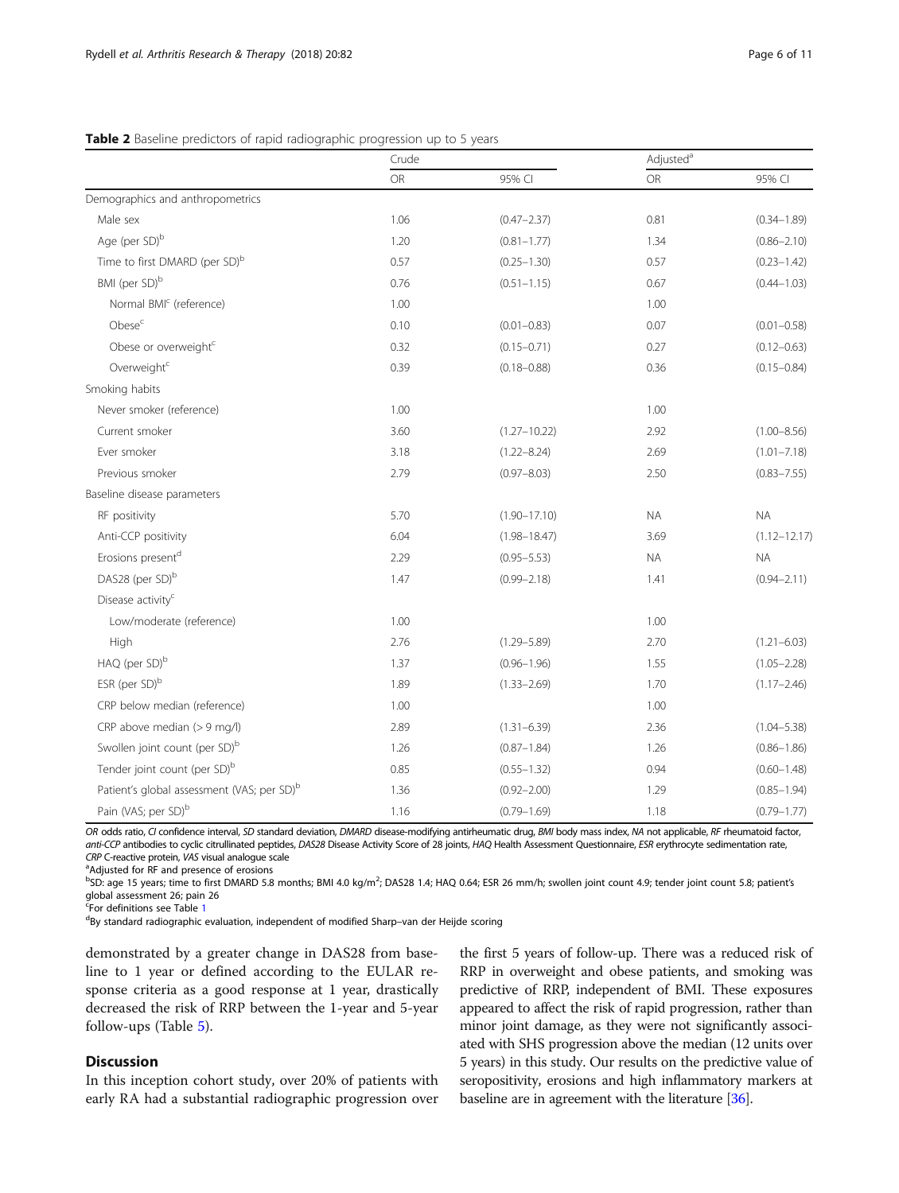**Table 2** Baseline predictors of rapid radiographic progression up to 5 years

| | Crude | | Adjusted[a] | |
|---|---|---|---|---|
| | OR | 95% CI | OR | 95% CI |
| Demographics and anthropometrics | | | | |
| Male sex | 1.06 | (0.47–2.37) | 0.81 | (0.34–1.89) |
| Age (per SD)[b] | 1.20 | (0.81–1.77) | 1.34 | (0.86–2.10) |
| Time to first DMARD (per SD)[b] | 0.57 | (0.25–1.30) | 0.57 | (0.23–1.42) |
| BMI (per SD)[b] | 0.76 | (0.51–1.15) | 0.67 | (0.44–1.03) |
| Normal BMI[c] (reference) | 1.00 | | 1.00 | |
| Obese[c] | 0.10 | (0.01–0.83) | 0.07 | (0.01–0.58) |
| Obese or overweight[c] | 0.32 | (0.15–0.71) | 0.27 | (0.12–0.63) |
| Overweight[c] | 0.39 | (0.18–0.88) | 0.36 | (0.15–0.84) |
| Smoking habits | | | | |
| Never smoker (reference) | 1.00 | | 1.00 | |
| Current smoker | 3.60 | (1.27–10.22) | 2.92 | (1.00–8.56) |
| Ever smoker | 3.18 | (1.22–8.24) | 2.69 | (1.01–7.18) |
| Previous smoker | 2.79 | (0.97–8.03) | 2.50 | (0.83–7.55) |
| Baseline disease parameters | | | | |
| RF positivity | 5.70 | (1.90–17.10) | NA | NA |
| Anti-CCP positivity | 6.04 | (1.98–18.47) | 3.69 | (1.12–12.17) |
| Erosions present[d] | 2.29 | (0.95–5.53) | NA | NA |
| DAS28 (per SD)[b] | 1.47 | (0.99–2.18) | 1.41 | (0.94–2.11) |
| Disease activity[c] | | | | |
| Low/moderate (reference) | 1.00 | | 1.00 | |
| High | 2.76 | (1.29–5.89) | 2.70 | (1.21–6.03) |
| HAQ (per SD)[b] | 1.37 | (0.96–1.96) | 1.55 | (1.05–2.28) |
| ESR (per SD)[b] | 1.89 | (1.33–2.69) | 1.70 | (1.17–2.46) |
| CRP below median (reference) | 1.00 | | 1.00 | |
| CRP above median (> 9 mg/l) | 2.89 | (1.31–6.39) | 2.36 | (1.04–5.38) |
| Swollen joint count (per SD)[b] | 1.26 | (0.87–1.84) | 1.26 | (0.86–1.86) |
| Tender joint count (per SD)[b] | 0.85 | (0.55–1.32) | 0.94 | (0.60–1.48) |
| Patient's global assessment (VAS; per SD)[b] | 1.36 | (0.92–2.00) | 1.29 | (0.85–1.94) |
| Pain (VAS; per SD)[b] | 1.16 | (0.79–1.69) | 1.18 | (0.79–1.77) |

*OR* odds ratio, *CI* confidence interval, *SD* standard deviation, *DMARD* disease-modifying antirheumatic drug, *BMI* body mass index, *NA* not applicable, *RF* rheumatoid factor, *anti-CCP* antibodies to cyclic citrullinated peptides, *DAS28* Disease Activity Score of 28 joints, *HAQ* Health Assessment Questionnaire, *ESR* erythrocyte sedimentation rate, *CRP* C-reactive protein, *VAS* visual analogue scale

[a]Adjusted for RF and presence of erosions

[b]SD: age 15 years; time to first DMARD 5.8 months; BMI 4.0 kg/m$^2$; DAS28 1.4; HAQ 0.64; ESR 26 mm/h; swollen joint count 4.9; tender joint count 5.8; patient's global assessment 26; pain 26

[c]For definitions see Table 1

[d]By standard radiographic evaluation, independent of modified Sharp–van der Heijde scoring

demonstrated by a greater change in DAS28 from baseline to 1 year or defined according to the EULAR response criteria as a good response at 1 year, drastically decreased the risk of RRP between the 1-year and 5-year follow-ups (Table 5).

## Discussion

In this inception cohort study, over 20% of patients with early RA had a substantial radiographic progression over the first 5 years of follow-up. There was a reduced risk of RRP in overweight and obese patients, and smoking was predictive of RRP, independent of BMI. These exposures appeared to affect the risk of rapid progression, rather than minor joint damage, as they were not significantly associated with SHS progression above the median (12 units over 5 years) in this study. Our results on the predictive value of seropositivity, erosions and high inflammatory markers at baseline are in agreement with the literature [36].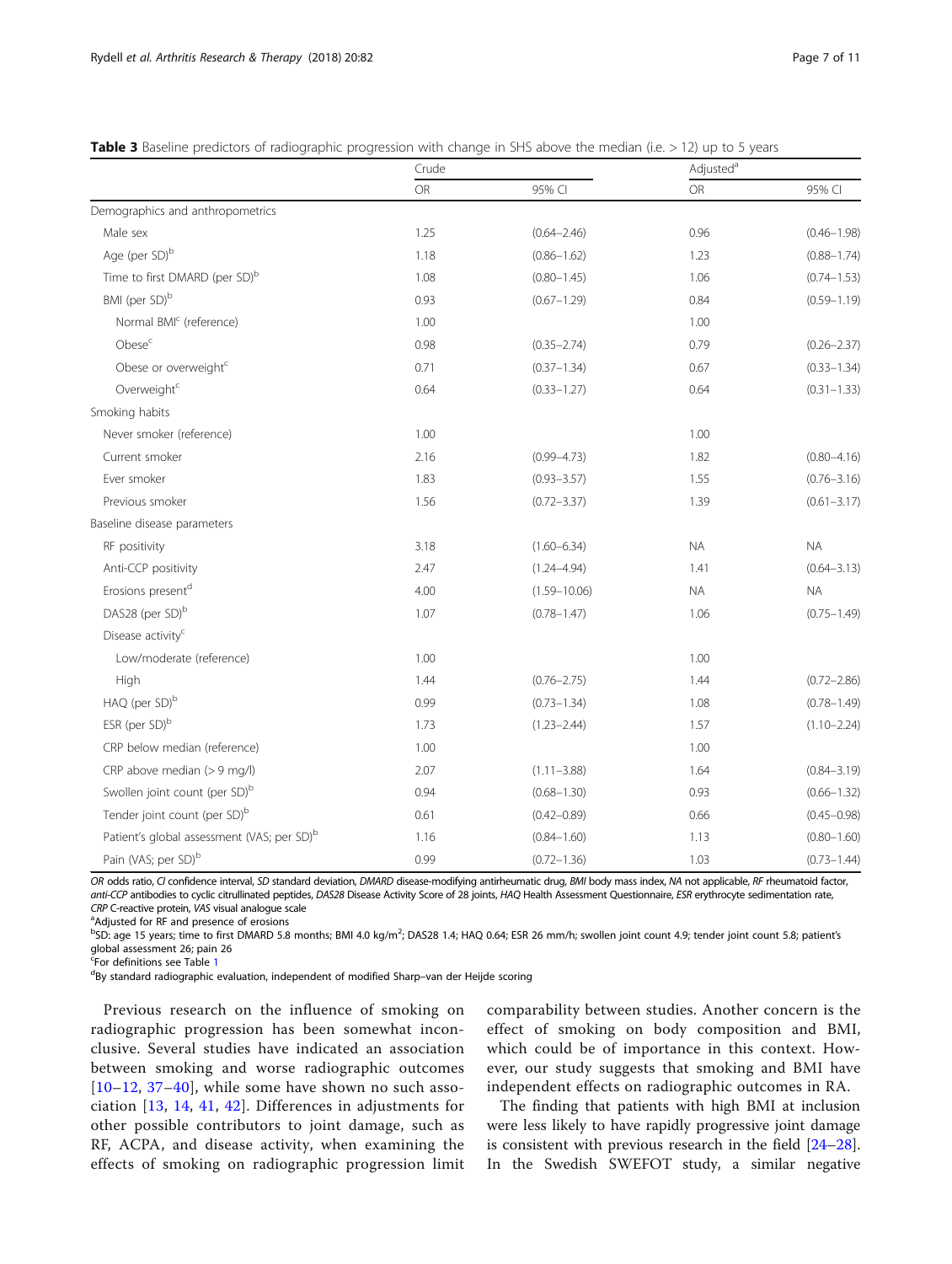**Table 3** Baseline predictors of radiographic progression with change in SHS above the median (i.e. > 12) up to 5 years

| | Crude | | Adjusted[a] | |
|---|---|---|---|---|
| | OR | 95% CI | OR | 95% CI |
| Demographics and anthropometrics | | | | |
| Male sex | 1.25 | (0.64–2.46) | 0.96 | (0.46–1.98) |
| Age (per SD)[b] | 1.18 | (0.86–1.62) | 1.23 | (0.88–1.74) |
| Time to first DMARD (per SD)[b] | 1.08 | (0.80–1.45) | 1.06 | (0.74–1.53) |
| BMI (per SD)[b] | 0.93 | (0.67–1.29) | 0.84 | (0.59–1.19) |
| Normal BMI[c] (reference) | 1.00 | | 1.00 | |
| Obese[c] | 0.98 | (0.35–2.74) | 0.79 | (0.26–2.37) |
| Obese or overweight[c] | 0.71 | (0.37–1.34) | 0.67 | (0.33–1.34) |
| Overweight[c] | 0.64 | (0.33–1.27) | 0.64 | (0.31–1.33) |
| Smoking habits | | | | |
| Never smoker (reference) | 1.00 | | 1.00 | |
| Current smoker | 2.16 | (0.99–4.73) | 1.82 | (0.80–4.16) |
| Ever smoker | 1.83 | (0.93–3.57) | 1.55 | (0.76–3.16) |
| Previous smoker | 1.56 | (0.72–3.37) | 1.39 | (0.61–3.17) |
| Baseline disease parameters | | | | |
| RF positivity | 3.18 | (1.60–6.34) | NA | NA |
| Anti-CCP positivity | 2.47 | (1.24–4.94) | 1.41 | (0.64–3.13) |
| Erosions present[d] | 4.00 | (1.59–10.06) | NA | NA |
| DAS28 (per SD)[b] | 1.07 | (0.78–1.47) | 1.06 | (0.75–1.49) |
| Disease activity[c] | | | | |
| Low/moderate (reference) | 1.00 | | 1.00 | |
| High | 1.44 | (0.76–2.75) | 1.44 | (0.72–2.86) |
| HAQ (per SD)[b] | 0.99 | (0.73–1.34) | 1.08 | (0.78–1.49) |
| ESR (per SD)[b] | 1.73 | (1.23–2.44) | 1.57 | (1.10–2.24) |
| CRP below median (reference) | 1.00 | | 1.00 | |
| CRP above median (> 9 mg/l) | 2.07 | (1.11–3.88) | 1.64 | (0.84–3.19) |
| Swollen joint count (per SD)[b] | 0.94 | (0.68–1.30) | 0.93 | (0.66–1.32) |
| Tender joint count (per SD)[b] | 0.61 | (0.42–0.89) | 0.66 | (0.45–0.98) |
| Patient's global assessment (VAS; per SD)[b] | 1.16 | (0.84–1.60) | 1.13 | (0.80–1.60) |
| Pain (VAS; per SD)[b] | 0.99 | (0.72–1.36) | 1.03 | (0.73–1.44) |

*OR* odds ratio, *CI* confidence interval, *SD* standard deviation, *DMARD* disease-modifying antirheumatic drug, *BMI* body mass index, *NA* not applicable, *RF* rheumatoid factor, *anti-CCP* antibodies to cyclic citrullinated peptides, *DAS28* Disease Activity Score of 28 joints, *HAQ* Health Assessment Questionnaire, *ESR* erythrocyte sedimentation rate, *CRP* C-reactive protein, *VAS* visual analogue scale

[a]Adjusted for RF and presence of erosions

[b]SD: age 15 years; time to first DMARD 5.8 months; BMI 4.0 kg/m$^2$; DAS28 1.4; HAQ 0.64; ESR 26 mm/h; swollen joint count 4.9; tender joint count 5.8; patient's global assessment 26; pain 26

[c]For definitions see Table 1

[d]By standard radiographic evaluation, independent of modified Sharp–van der Heijde scoring

Previous research on the influence of smoking on radiographic progression has been somewhat inconclusive. Several studies have indicated an association between smoking and worse radiographic outcomes [10–12, 37–40], while some have shown no such association [13, 14, 41, 42]. Differences in adjustments for other possible contributors to joint damage, such as RF, ACPA, and disease activity, when examining the effects of smoking on radiographic progression limit comparability between studies. Another concern is the effect of smoking on body composition and BMI, which could be of importance in this context. However, our study suggests that smoking and BMI have independent effects on radiographic outcomes in RA.

The finding that patients with high BMI at inclusion were less likely to have rapidly progressive joint damage is consistent with previous research in the field [24–28]. In the Swedish SWEFOT study, a similar negative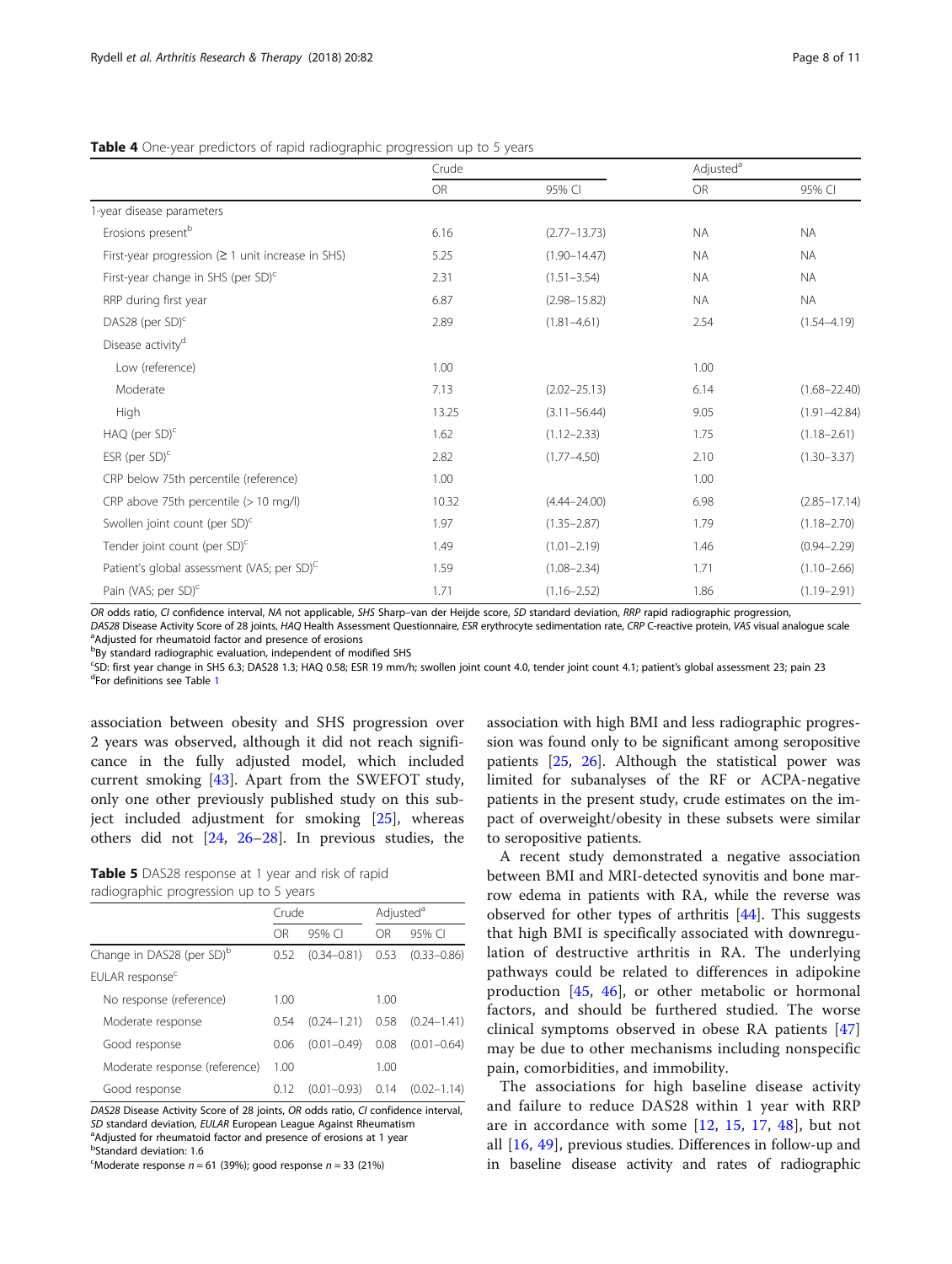**Table 4** One-year predictors of rapid radiographic progression up to 5 years

| | Crude | | Adjusted[a] | |
|---|---|---|---|---|
| | OR | 95% CI | OR | 95% CI |
| 1-year disease parameters | | | | |
| Erosions present[b] | 6.16 | (2.77–13.73) | NA | NA |
| First-year progression (≥ 1 unit increase in SHS) | 5.25 | (1.90–14.47) | NA | NA |
| First-year change in SHS (per SD)[c] | 2.31 | (1.51–3.54) | NA | NA |
| RRP during first year | 6.87 | (2.98–15.82) | NA | NA |
| DAS28 (per SD)[c] | 2.89 | (1.81–4.61) | 2.54 | (1.54–4.19) |
| Disease activity[d] | | | | |
| Low (reference) | 1.00 | | 1.00 | |
| Moderate | 7.13 | (2.02–25.13) | 6.14 | (1.68–22.40) |
| High | 13.25 | (3.11–56.44) | 9.05 | (1.91–42.84) |
| HAQ (per SD)[c] | 1.62 | (1.12–2.33) | 1.75 | (1.18–2.61) |
| ESR (per SD)[c] | 2.82 | (1.77–4.50) | 2.10 | (1.30–3.37) |
| CRP below 75th percentile (reference) | 1.00 | | 1.00 | |
| CRP above 75th percentile (> 10 mg/l) | 10.32 | (4.44–24.00) | 6.98 | (2.85–17.14) |
| Swollen joint count (per SD)[c] | 1.97 | (1.35–2.87) | 1.79 | (1.18–2.70) |
| Tender joint count (per SD)[c] | 1.49 | (1.01–2.19) | 1.46 | (0.94–2.29) |
| Patient's global assessment (VAS; per SD)[c] | 1.59 | (1.08–2.34) | 1.71 | (1.10–2.66) |
| Pain (VAS; per SD)[c] | 1.71 | (1.16–2.52) | 1.86 | (1.19–2.91) |

*OR* odds ratio, *CI* confidence interval, *NA* not applicable, *SHS* Sharp–van der Heijde score, *SD* standard deviation, *RRP* rapid radiographic progression, *DAS28* Disease Activity Score of 28 joints, *HAQ* Health Assessment Questionnaire, *ESR* erythrocyte sedimentation rate, *CRP* C-reactive protein, *VAS* visual analogue scale
[a]Adjusted for rheumatoid factor and presence of erosions
[b]By standard radiographic evaluation, independent of modified SHS
[c]SD: first year change in SHS 6.3; DAS28 1.3; HAQ 0.58; ESR 19 mm/h; swollen joint count 4.0, tender joint count 4.1; patient's global assessment 23; pain 23
[d]For definitions see Table 1

association between obesity and SHS progression over 2 years was observed, although it did not reach significance in the fully adjusted model, which included current smoking [43]. Apart from the SWEFOT study, only one other previously published study on this subject included adjustment for smoking [25], whereas others did not [24, 26–28]. In previous studies, the association with high BMI and less radiographic progression was found only to be significant among seropositive patients [25, 26]. Although the statistical power was limited for subanalyses of the RF or ACPA-negative patients in the present study, crude estimates on the impact of overweight/obesity in these subsets were similar to seropositive patients.

**Table 5** DAS28 response at 1 year and risk of rapid radiographic progression up to 5 years

| | Crude | | Adjusted[a] | |
|---|---|---|---|---|
| | OR | 95% CI | OR | 95% CI |
| Change in DAS28 (per SD)[b] | 0.52 | (0.34–0.81) | 0.53 | (0.33–0.86) |
| EULAR response[c] | | | | |
| No response (reference) | 1.00 | | 1.00 | |
| Moderate response | 0.54 | (0.24–1.21) | 0.58 | (0.24–1.41) |
| Good response | 0.06 | (0.01–0.49) | 0.08 | (0.01–0.64) |
| Moderate response (reference) | 1.00 | | 1.00 | |
| Good response | 0.12 | (0.01–0.93) | 0.14 | (0.02–1.14) |

*DAS28* Disease Activity Score of 28 joints, *OR* odds ratio, *CI* confidence interval, *SD* standard deviation, *EULAR* European League Against Rheumatism
[a]Adjusted for rheumatoid factor and presence of erosions at 1 year
[b]Standard deviation: 1.6
[c]Moderate response $n = 61$ (39%); good response $n = 33$ (21%)

A recent study demonstrated a negative association between BMI and MRI-detected synovitis and bone marrow edema in patients with RA, while the reverse was observed for other types of arthritis [44]. This suggests that high BMI is specifically associated with downregulation of destructive arthritis in RA. The underlying pathways could be related to differences in adipokine production [45, 46], or other metabolic or hormonal factors, and should be furthered studied. The worse clinical symptoms observed in obese RA patients [47] may be due to other mechanisms including nonspecific pain, comorbidities, and immobility.

The associations for high baseline disease activity and failure to reduce DAS28 within 1 year with RRP are in accordance with some [12, 15, 17, 48], but not all [16, 49], previous studies. Differences in follow-up and in baseline disease activity and rates of radiographic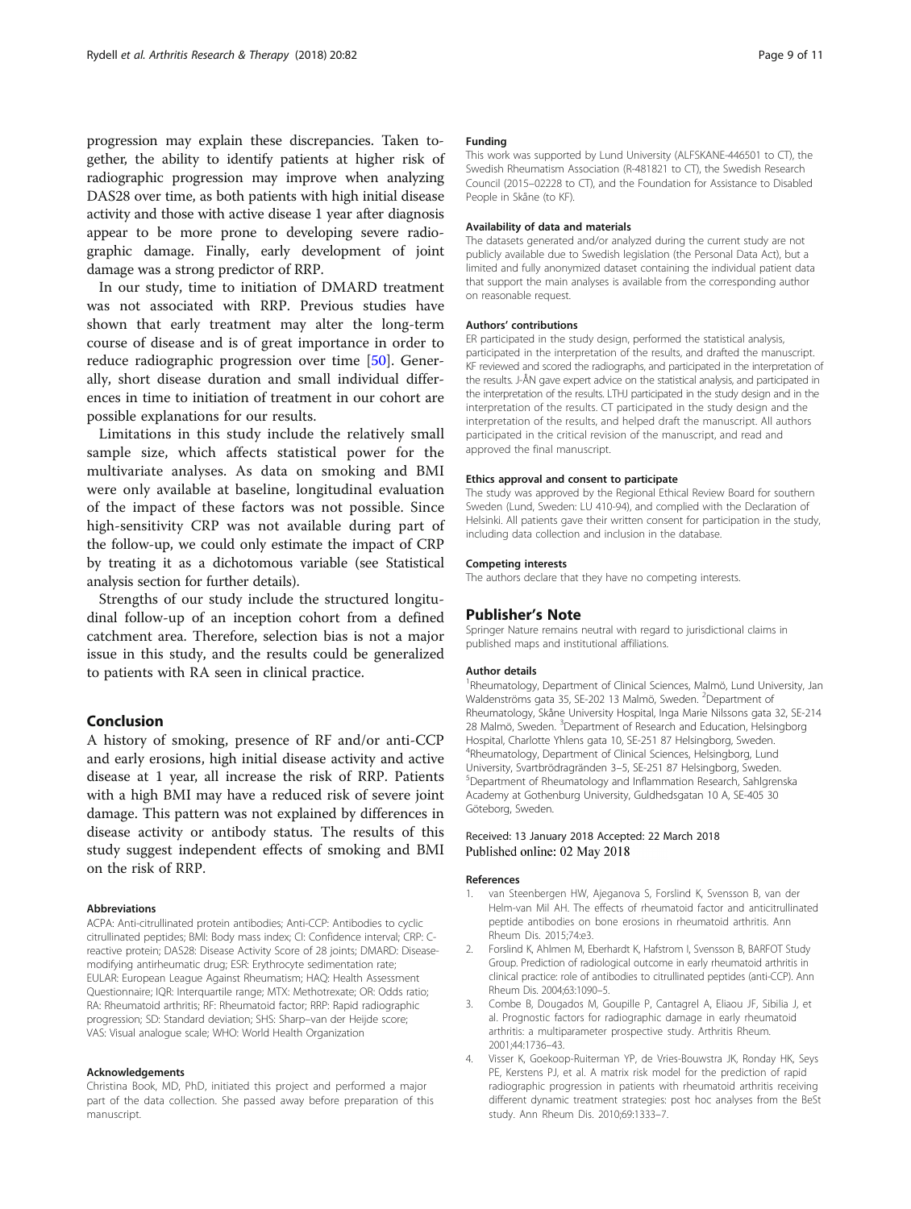progression may explain these discrepancies. Taken together, the ability to identify patients at higher risk of radiographic progression may improve when analyzing DAS28 over time, as both patients with high initial disease activity and those with active disease 1 year after diagnosis appear to be more prone to developing severe radiographic damage. Finally, early development of joint damage was a strong predictor of RRP.

In our study, time to initiation of DMARD treatment was not associated with RRP. Previous studies have shown that early treatment may alter the long-term course of disease and is of great importance in order to reduce radiographic progression over time [50]. Generally, short disease duration and small individual differences in time to initiation of treatment in our cohort are possible explanations for our results.

Limitations in this study include the relatively small sample size, which affects statistical power for the multivariate analyses. As data on smoking and BMI were only available at baseline, longitudinal evaluation of the impact of these factors was not possible. Since high-sensitivity CRP was not available during part of the follow-up, we could only estimate the impact of CRP by treating it as a dichotomous variable (see Statistical analysis section for further details).

Strengths of our study include the structured longitudinal follow-up of an inception cohort from a defined catchment area. Therefore, selection bias is not a major issue in this study, and the results could be generalized to patients with RA seen in clinical practice.

## Conclusion

A history of smoking, presence of RF and/or anti-CCP and early erosions, high initial disease activity and active disease at 1 year, all increase the risk of RRP. Patients with a high BMI may have a reduced risk of severe joint damage. This pattern was not explained by differences in disease activity or antibody status. The results of this study suggest independent effects of smoking and BMI on the risk of RRP.

#### Abbreviations

ACPA: Anti-citrullinated protein antibodies; Anti-CCP: Antibodies to cyclic citrullinated peptides; BMI: Body mass index; CI: Confidence interval; CRP: C-reactive protein; DAS28: Disease Activity Score of 28 joints; DMARD: Disease-modifying antirheumatic drug; ESR: Erythrocyte sedimentation rate; EULAR: European League Against Rheumatism; HAQ: Health Assessment Questionnaire; IQR: Interquartile range; MTX: Methotrexate; OR: Odds ratio; RA: Rheumatoid arthritis; RF: Rheumatoid factor; RRP: Rapid radiographic progression; SD: Standard deviation; SHS: Sharp–van der Heijde score; VAS: Visual analogue scale; WHO: World Health Organization

#### Acknowledgements

Christina Book, MD, PhD, initiated this project and performed a major part of the data collection. She passed away before preparation of this manuscript.

#### Funding

This work was supported by Lund University (ALFSKANE-446501 to CT), the Swedish Rheumatism Association (R-481821 to CT), the Swedish Research Council (2015–02228 to CT), and the Foundation for Assistance to Disabled People in Skåne (to KF).

#### Availability of data and materials

The datasets generated and/or analyzed during the current study are not publicly available due to Swedish legislation (the Personal Data Act), but a limited and fully anonymized dataset containing the individual patient data that support the main analyses is available from the corresponding author on reasonable request.

#### Authors' contributions

ER participated in the study design, performed the statistical analysis, participated in the interpretation of the results, and drafted the manuscript. KF reviewed and scored the radiographs, and participated in the interpretation of the results. J-ÅN gave expert advice on the statistical analysis, and participated in the interpretation of the results. LTHJ participated in the study design and in the interpretation of the results. CT participated in the study design and the interpretation of the results, and helped draft the manuscript. All authors participated in the critical revision of the manuscript, and read and approved the final manuscript.

#### Ethics approval and consent to participate

The study was approved by the Regional Ethical Review Board for southern Sweden (Lund, Sweden: LU 410-94), and complied with the Declaration of Helsinki. All patients gave their written consent for participation in the study, including data collection and inclusion in the database.

#### Competing interests

The authors declare that they have no competing interests.

## Publisher's Note

Springer Nature remains neutral with regard to jurisdictional claims in published maps and institutional affiliations.

#### Author details

[1]Rheumatology, Department of Clinical Sciences, Malmö, Lund University, Jan Waldenströms gata 35, SE-202 13 Malmö, Sweden. [2]Department of Rheumatology, Skåne University Hospital, Inga Marie Nilssons gata 32, SE-214 28 Malmö, Sweden. [3]Department of Research and Education, Helsingborg Hospital, Charlotte Yhlens gata 10, SE-251 87 Helsingborg, Sweden. [4]Rheumatology, Department of Clinical Sciences, Helsingborg, Lund University, Svartbrödragränden 3–5, SE-251 87 Helsingborg, Sweden. [5]Department of Rheumatology and Inflammation Research, Sahlgrenska Academy at Gothenburg University, Guldhedsgatan 10 A, SE-405 30 Göteborg, Sweden.

Received: 13 January 2018 Accepted: 22 March 2018
Published online: 02 May 2018

#### References

1. van Steenbergen HW, Ajeganova S, Forslind K, Svensson B, van der Helm-van Mil AH. The effects of rheumatoid factor and anticitrullinated peptide antibodies on bone erosions in rheumatoid arthritis. Ann Rheum Dis. 2015;74:e3.
2. Forslind K, Ahlmen M, Eberhardt K, Hafstrom I, Svensson B, BARFOT Study Group. Prediction of radiological outcome in early rheumatoid arthritis in clinical practice: role of antibodies to citrullinated peptides (anti-CCP). Ann Rheum Dis. 2004;63:1090–5.
3. Combe B, Dougados M, Goupille P, Cantagrel A, Eliaou JF, Sibilia J, et al. Prognostic factors for radiographic damage in early rheumatoid arthritis: a multiparameter prospective study. Arthritis Rheum. 2001;44:1736–43.
4. Visser K, Goekoop-Ruiterman YP, de Vries-Bouwstra JK, Ronday HK, Seys PE, Kerstens PJ, et al. A matrix risk model for the prediction of rapid radiographic progression in patients with rheumatoid arthritis receiving different dynamic treatment strategies: post hoc analyses from the BeSt study. Ann Rheum Dis. 2010;69:1333–7.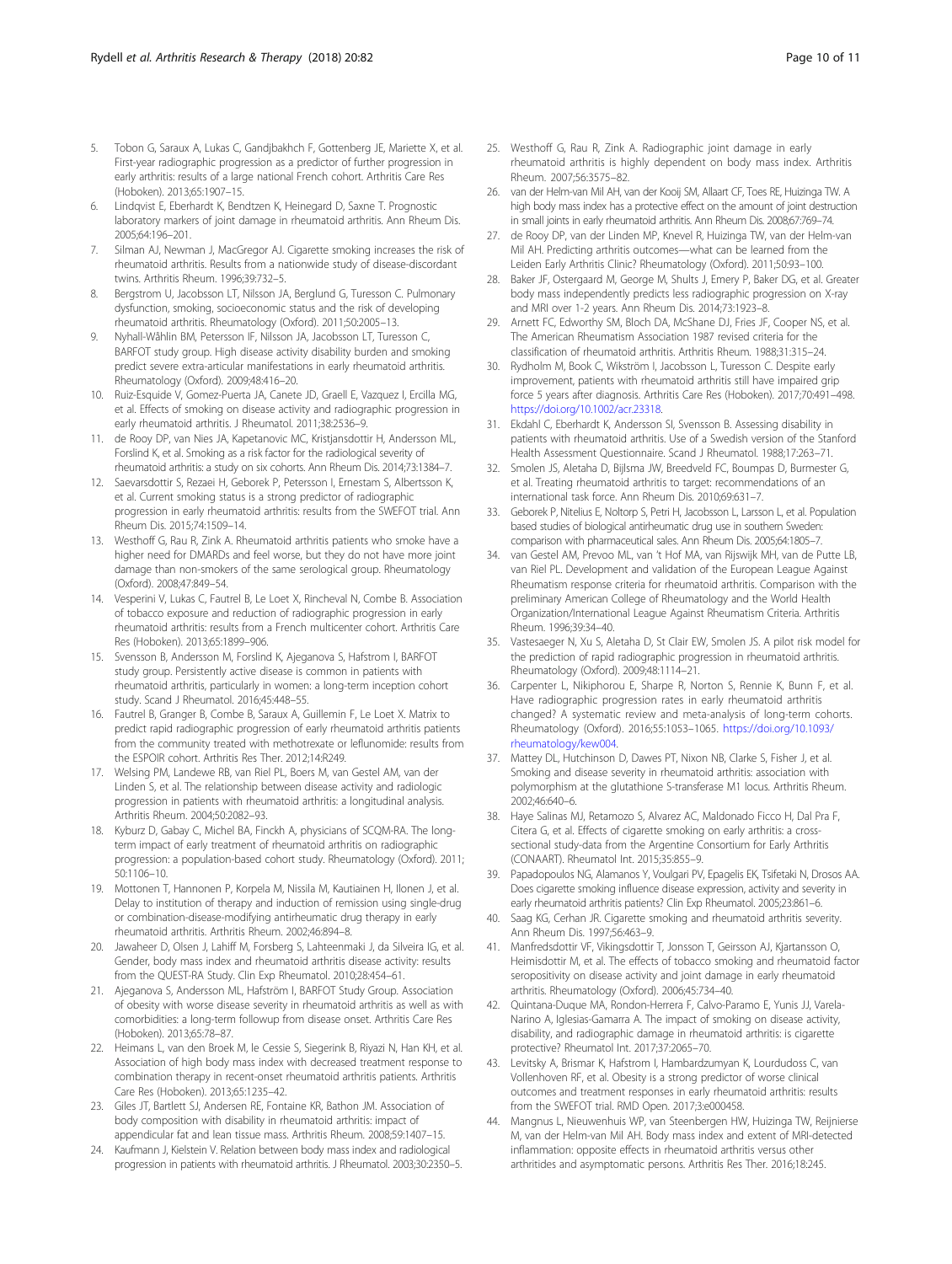5. Tobon G, Saraux A, Lukas C, Gandjbakhch F, Gottenberg JE, Mariette X, et al. First-year radiographic progression as a predictor of further progression in early arthritis: results of a large national French cohort. Arthritis Care Res (Hoboken). 2013;65:1907–15.
6. Lindqvist E, Eberhardt K, Bendtzen K, Heinegard D, Saxne T. Prognostic laboratory markers of joint damage in rheumatoid arthritis. Ann Rheum Dis. 2005;64:196–201.
7. Silman AJ, Newman J, MacGregor AJ. Cigarette smoking increases the risk of rheumatoid arthritis. Results from a nationwide study of disease-discordant twins. Arthritis Rheum. 1996;39:732–5.
8. Bergstrom U, Jacobsson LT, Nilsson JA, Berglund G, Turesson C. Pulmonary dysfunction, smoking, socioeconomic status and the risk of developing rheumatoid arthritis. Rheumatology (Oxford). 2011;50:2005–13.
9. Nyhall-Wåhlin BM, Petersson IF, Nilsson JA, Jacobsson LT, Turesson C, BARFOT study group. High disease activity disability burden and smoking predict severe extra-articular manifestations in early rheumatoid arthritis. Rheumatology (Oxford). 2009;48:416–20.
10. Ruiz-Esquide V, Gomez-Puerta JA, Canete JD, Graell E, Vazquez I, Ercilla MG, et al. Effects of smoking on disease activity and radiographic progression in early rheumatoid arthritis. J Rheumatol. 2011;38:2536–9.
11. de Rooy DP, van Nies JA, Kapetanovic MC, Kristjansdottir H, Andersson ML, Forslind K, et al. Smoking as a risk factor for the radiological severity of rheumatoid arthritis: a study on six cohorts. Ann Rheum Dis. 2014;73:1384–7.
12. Saevarsdottir S, Rezaei H, Geborek P, Petersson I, Ernestam S, Albertsson K, et al. Current smoking status is a strong predictor of radiographic progression in early rheumatoid arthritis: results from the SWEFOT trial. Ann Rheum Dis. 2015;74:1509–14.
13. Westhoff G, Rau R, Zink A. Rheumatoid arthritis patients who smoke have a higher need for DMARDs and feel worse, but they do not have more joint damage than non-smokers of the same serological group. Rheumatology (Oxford). 2008;47:849–54.
14. Vesperini V, Lukas C, Fautrel B, Le Loet X, Rincheval N, Combe B. Association of tobacco exposure and reduction of radiographic progression in early rheumatoid arthritis: results from a French multicenter cohort. Arthritis Care Res (Hoboken). 2013;65:1899–906.
15. Svensson B, Andersson M, Forslind K, Ajeganova S, Hafstrom I, BARFOT study group. Persistently active disease is common in patients with rheumatoid arthritis, particularly in women: a long-term inception cohort study. Scand J Rheumatol. 2016;45:448–55.
16. Fautrel B, Granger B, Combe B, Saraux A, Guillemin F, Le Loet X. Matrix to predict rapid radiographic progression of early rheumatoid arthritis patients from the community treated with methotrexate or leflunomide: results from the ESPOIR cohort. Arthritis Res Ther. 2012;14:R249.
17. Welsing PM, Landewe RB, van Riel PL, Boers M, van Gestel AM, van der Linden S, et al. The relationship between disease activity and radiologic progression in patients with rheumatoid arthritis: a longitudinal analysis. Arthritis Rheum. 2004;50:2082–93.
18. Kyburz D, Gabay C, Michel BA, Finckh A, physicians of SCQM-RA. The long-term impact of early treatment of rheumatoid arthritis on radiographic progression: a population-based cohort study. Rheumatology (Oxford). 2011;50:1106–10.
19. Mottonen T, Hannonen P, Korpela M, Nissila M, Kautiainen H, Ilonen J, et al. Delay to institution of therapy and induction of remission using single-drug or combination-disease-modifying antirheumatic drug therapy in early rheumatoid arthritis. Arthritis Rheum. 2002;46:894–8.
20. Jawaheer D, Olsen J, Lahiff M, Forsberg S, Lahteenmaki J, da Silveira IG, et al. Gender, body mass index and rheumatoid arthritis disease activity: results from the QUEST-RA Study. Clin Exp Rheumatol. 2010;28:454–61.
21. Ajeganova S, Andersson ML, Hafström I, BARFOT Study Group. Association of obesity with worse disease severity in rheumatoid arthritis as well as with comorbidities: a long-term followup from disease onset. Arthritis Care Res (Hoboken). 2013;65:78–87.
22. Heimans L, van den Broek M, le Cessie S, Siegerink B, Riyazi N, Han KH, et al. Association of high body mass index with decreased treatment response to combination therapy in recent-onset rheumatoid arthritis patients. Arthritis Care Res (Hoboken). 2013;65:1235–42.
23. Giles JT, Bartlett SJ, Andersen RE, Fontaine KR, Bathon JM. Association of body composition with disability in rheumatoid arthritis: impact of appendicular fat and lean tissue mass. Arthritis Rheum. 2008;59:1407–15.
24. Kaufmann J, Kielstein V. Relation between body mass index and radiological progression in patients with rheumatoid arthritis. J Rheumatol. 2003;30:2350–5.
25. Westhoff G, Rau R, Zink A. Radiographic joint damage in early rheumatoid arthritis is highly dependent on body mass index. Arthritis Rheum. 2007;56:3575–82.
26. van der Helm-van Mil AH, van der Kooij SM, Allaart CF, Toes RE, Huizinga TW. A high body mass index has a protective effect on the amount of joint destruction in small joints in early rheumatoid arthritis. Ann Rheum Dis. 2008;67:769–74.
27. de Rooy DP, van der Linden MP, Knevel R, Huizinga TW, van der Helm-van Mil AH. Predicting arthritis outcomes—what can be learned from the Leiden Early Arthritis Clinic? Rheumatology (Oxford). 2011;50:93–100.
28. Baker JF, Ostergaard M, George M, Shults J, Emery P, Baker DG, et al. Greater body mass independently predicts less radiographic progression on X-ray and MRI over 1-2 years. Ann Rheum Dis. 2014;73:1923–8.
29. Arnett FC, Edworthy SM, Bloch DA, McShane DJ, Fries JF, Cooper NS, et al. The American Rheumatism Association 1987 revised criteria for the classification of rheumatoid arthritis. Arthritis Rheum. 1988;31:315–24.
30. Rydholm M, Book C, Wikström I, Jacobsson L, Turesson C. Despite early improvement, patients with rheumatoid arthritis still have impaired grip force 5 years after diagnosis. Arthritis Care Res (Hoboken). 2017;70:491–498. https://doi.org/10.1002/acr.23318.
31. Ekdahl C, Eberhardt K, Andersson SI, Svensson B. Assessing disability in patients with rheumatoid arthritis. Use of a Swedish version of the Stanford Health Assessment Questionnaire. Scand J Rheumatol. 1988;17:263–71.
32. Smolen JS, Aletaha D, Bijlsma JW, Breedveld FC, Boumpas D, Burmester G, et al. Treating rheumatoid arthritis to target: recommendations of an international task force. Ann Rheum Dis. 2010;69:631–7.
33. Geborek P, Nitelius E, Noltorp S, Petri H, Jacobsson L, Larsson L, et al. Population based studies of biological antirheumatic drug use in southern Sweden: comparison with pharmaceutical sales. Ann Rheum Dis. 2005;64:1805–7.
34. van Gestel AM, Prevoo ML, van 't Hof MA, van Rijswijk MH, van de Putte LB, van Riel PL. Development and validation of the European League Against Rheumatism response criteria for rheumatoid arthritis. Comparison with the preliminary American College of Rheumatology and the World Health Organization/International League Against Rheumatism Criteria. Arthritis Rheum. 1996;39:34–40.
35. Vastesaeger N, Xu S, Aletaha D, St Clair EW, Smolen JS. A pilot risk model for the prediction of rapid radiographic progression in rheumatoid arthritis. Rheumatology (Oxford). 2009;48:1114–21.
36. Carpenter L, Nikiphorou E, Sharpe R, Norton S, Rennie K, Bunn F, et al. Have radiographic progression rates in early rheumatoid arthritis changed? A systematic review and meta-analysis of long-term cohorts. Rheumatology (Oxford). 2016;55:1053–1065. https://doi.org/10.1093/rheumatology/kew004.
37. Mattey DL, Hutchinson D, Dawes PT, Nixon NB, Clarke S, Fisher J, et al. Smoking and disease severity in rheumatoid arthritis: association with polymorphism at the glutathione S-transferase M1 locus. Arthritis Rheum. 2002;46:640–6.
38. Haye Salinas MJ, Retamozo S, Alvarez AC, Maldonado Ficco H, Dal Pra F, Citera G, et al. Effects of cigarette smoking on early arthritis: a cross-sectional study-data from the Argentine Consortium for Early Arthritis (CONAART). Rheumatol Int. 2015;35:855–9.
39. Papadopoulos NG, Alamanos Y, Voulgari PV, Epagelis EK, Tsifetaki N, Drosos AA. Does cigarette smoking influence disease expression, activity and severity in early rheumatoid arthritis patients? Clin Exp Rheumatol. 2005;23:861–6.
40. Saag KG, Cerhan JR. Cigarette smoking and rheumatoid arthritis severity. Ann Rheum Dis. 1997;56:463–9.
41. Manfredsdottir VF, Vikingsdottir T, Jonsson T, Geirsson AJ, Kjartansson O, Heimisdottir M, et al. The effects of tobacco smoking and rheumatoid factor seropositivity on disease activity and joint damage in early rheumatoid arthritis. Rheumatology (Oxford). 2006;45:734–40.
42. Quintana-Duque MA, Rondon-Herrera F, Calvo-Paramo E, Yunis JJ, Varela-Narino A, Iglesias-Gamarra A. The impact of smoking on disease activity, disability, and radiographic damage in rheumatoid arthritis: is cigarette protective? Rheumatol Int. 2017;37:2065–70.
43. Levitsky A, Brismar K, Hafstrom I, Hambardzumyan K, Lourdudoss C, van Vollenhoven RF, et al. Obesity is a strong predictor of worse clinical outcomes and treatment responses in early rheumatoid arthritis: results from the SWEFOT trial. RMD Open. 2017;3:e000458.
44. Mangnus L, Nieuwenhuis WP, van Steenbergen HW, Huizinga TW, Reijnierse M, van der Helm-van Mil AH. Body mass index and extent of MRI-detected inflammation: opposite effects in rheumatoid arthritis versus other arthritides and asymptomatic persons. Arthritis Res Ther. 2016;18:245.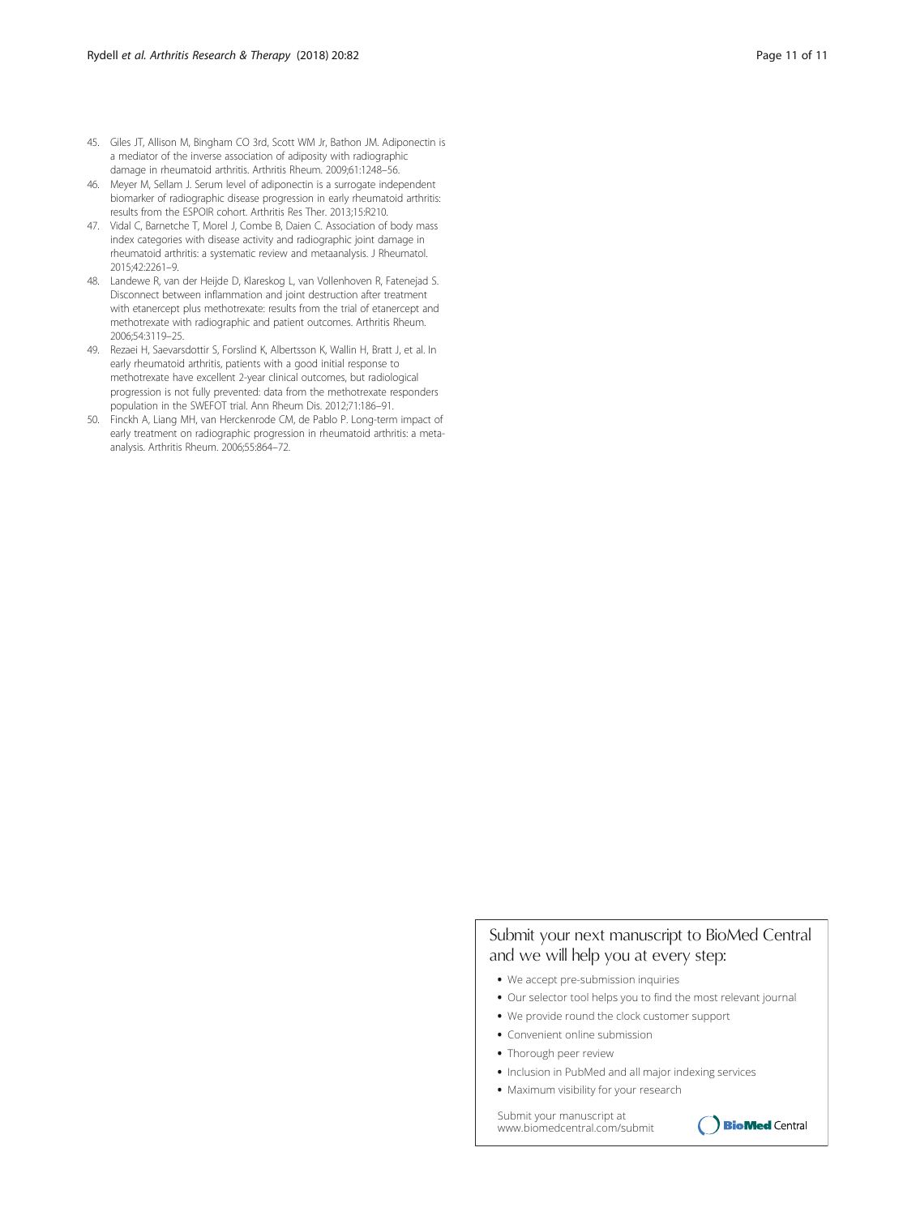45. Giles JT, Allison M, Bingham CO 3rd, Scott WM Jr, Bathon JM. Adiponectin is a mediator of the inverse association of adiposity with radiographic damage in rheumatoid arthritis. Arthritis Rheum. 2009;61:1248–56.
46. Meyer M, Sellam J. Serum level of adiponectin is a surrogate independent biomarker of radiographic disease progression in early rheumatoid arthritis: results from the ESPOIR cohort. Arthritis Res Ther. 2013;15:R210.
47. Vidal C, Barnetche T, Morel J, Combe B, Daien C. Association of body mass index categories with disease activity and radiographic joint damage in rheumatoid arthritis: a systematic review and metaanalysis. J Rheumatol. 2015;42:2261–9.
48. Landewe R, van der Heijde D, Klareskog L, van Vollenhoven R, Fatenejad S. Disconnect between inflammation and joint destruction after treatment with etanercept plus methotrexate: results from the trial of etanercept and methotrexate with radiographic and patient outcomes. Arthritis Rheum. 2006;54:3119–25.
49. Rezaei H, Saevarsdottir S, Forslind K, Albertsson K, Wallin H, Bratt J, et al. In early rheumatoid arthritis, patients with a good initial response to methotrexate have excellent 2-year clinical outcomes, but radiological progression is not fully prevented: data from the methotrexate responders population in the SWEFOT trial. Ann Rheum Dis. 2012;71:186–91.
50. Finckh A, Liang MH, van Herckenrode CM, de Pablo P. Long-term impact of early treatment on radiographic progression in rheumatoid arthritis: a meta-analysis. Arthritis Rheum. 2006;55:864–72.

Submit your next manuscript to BioMed Central and we will help you at every step:

- We accept pre-submission inquiries
- Our selector tool helps you to find the most relevant journal
- We provide round the clock customer support
- Convenient online submission
- Thorough peer review
- Inclusion in PubMed and all major indexing services
- Maximum visibility for your research

Submit your manuscript at www.biomedcentral.com/submit

BioMed Central